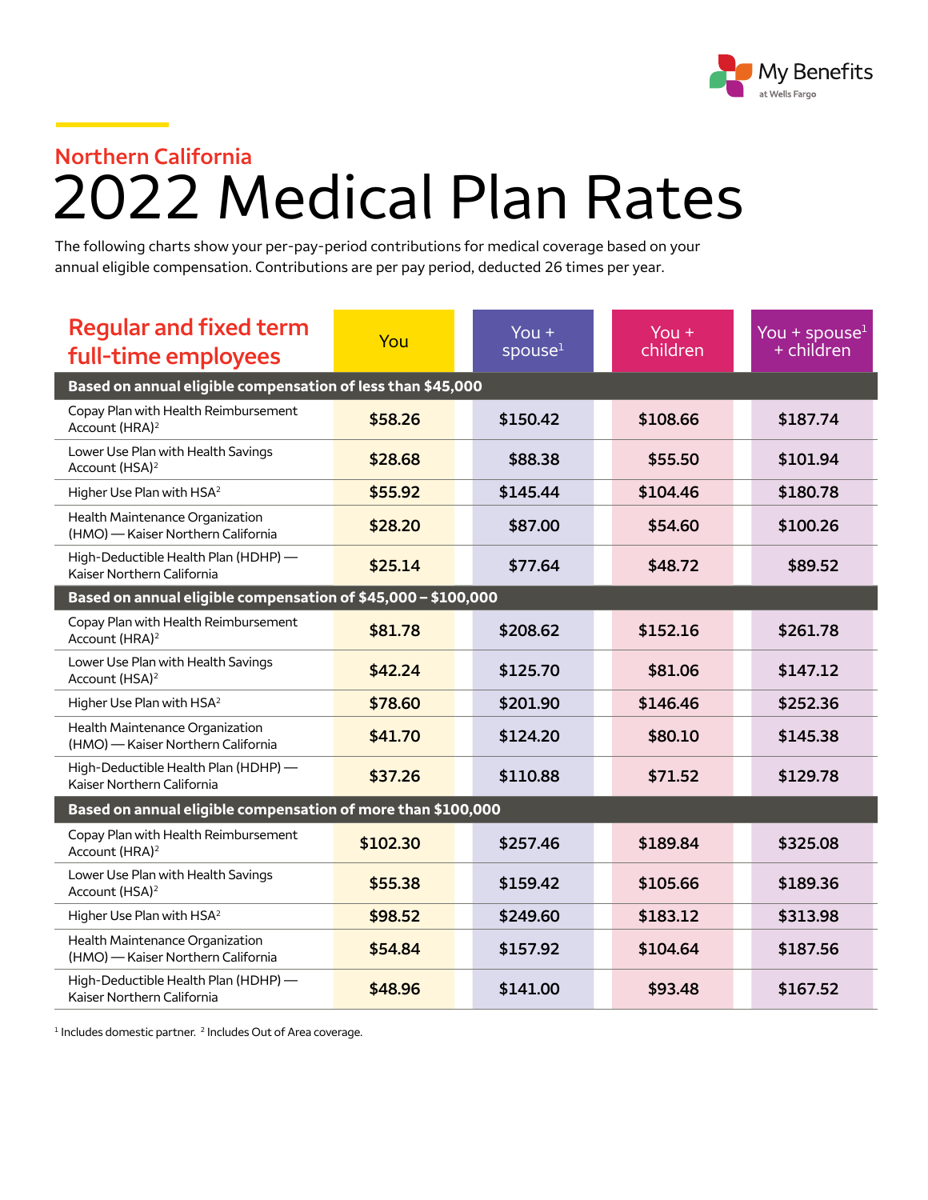My Benefits at Wells Fargo

## Northern California

# 2022 Medical Plan Rates

The following charts show your per-pay-period contributions for medical coverage based on your annual eligible compensation. Contributions are per pay period, deducted 26 times per year.

| Regular and fixed term full-time employees | You | You + spouse[1] | You + children | You + spouse[1] + children |
|---|---|---|---|---|
| **Based on annual eligible compensation of less than $45,000** | | | | |
| Copay Plan with Health Reimbursement Account (HRA)[2] | $58.26 | $150.42 | $108.66 | $187.74 |
| Lower Use Plan with Health Savings Account (HSA)[2] | $28.68 | $88.38 | $55.50 | $101.94 |
| Higher Use Plan with HSA[2] | $55.92 | $145.44 | $104.46 | $180.78 |
| Health Maintenance Organization (HMO) — Kaiser Northern California | $28.20 | $87.00 | $54.60 | $100.26 |
| High-Deductible Health Plan (HDHP) — Kaiser Northern California | $25.14 | $77.64 | $48.72 | $89.52 |
| **Based on annual eligible compensation of $45,000 – $100,000** | | | | |
| Copay Plan with Health Reimbursement Account (HRA)[2] | $81.78 | $208.62 | $152.16 | $261.78 |
| Lower Use Plan with Health Savings Account (HSA)[2] | $42.24 | $125.70 | $81.06 | $147.12 |
| Higher Use Plan with HSA[2] | $78.60 | $201.90 | $146.46 | $252.36 |
| Health Maintenance Organization (HMO) — Kaiser Northern California | $41.70 | $124.20 | $80.10 | $145.38 |
| High-Deductible Health Plan (HDHP) — Kaiser Northern California | $37.26 | $110.88 | $71.52 | $129.78 |
| **Based on annual eligible compensation of more than $100,000** | | | | |
| Copay Plan with Health Reimbursement Account (HRA)[2] | $102.30 | $257.46 | $189.84 | $325.08 |
| Lower Use Plan with Health Savings Account (HSA)[2] | $55.38 | $159.42 | $105.66 | $189.36 |
| Higher Use Plan with HSA[2] | $98.52 | $249.60 | $183.12 | $313.98 |
| Health Maintenance Organization (HMO) — Kaiser Northern California | $54.84 | $157.92 | $104.64 | $187.56 |
| High-Deductible Health Plan (HDHP) — Kaiser Northern California | $48.96 | $141.00 | $93.48 | $167.52 |

[1] Includes domestic partner. [2] Includes Out of Area coverage.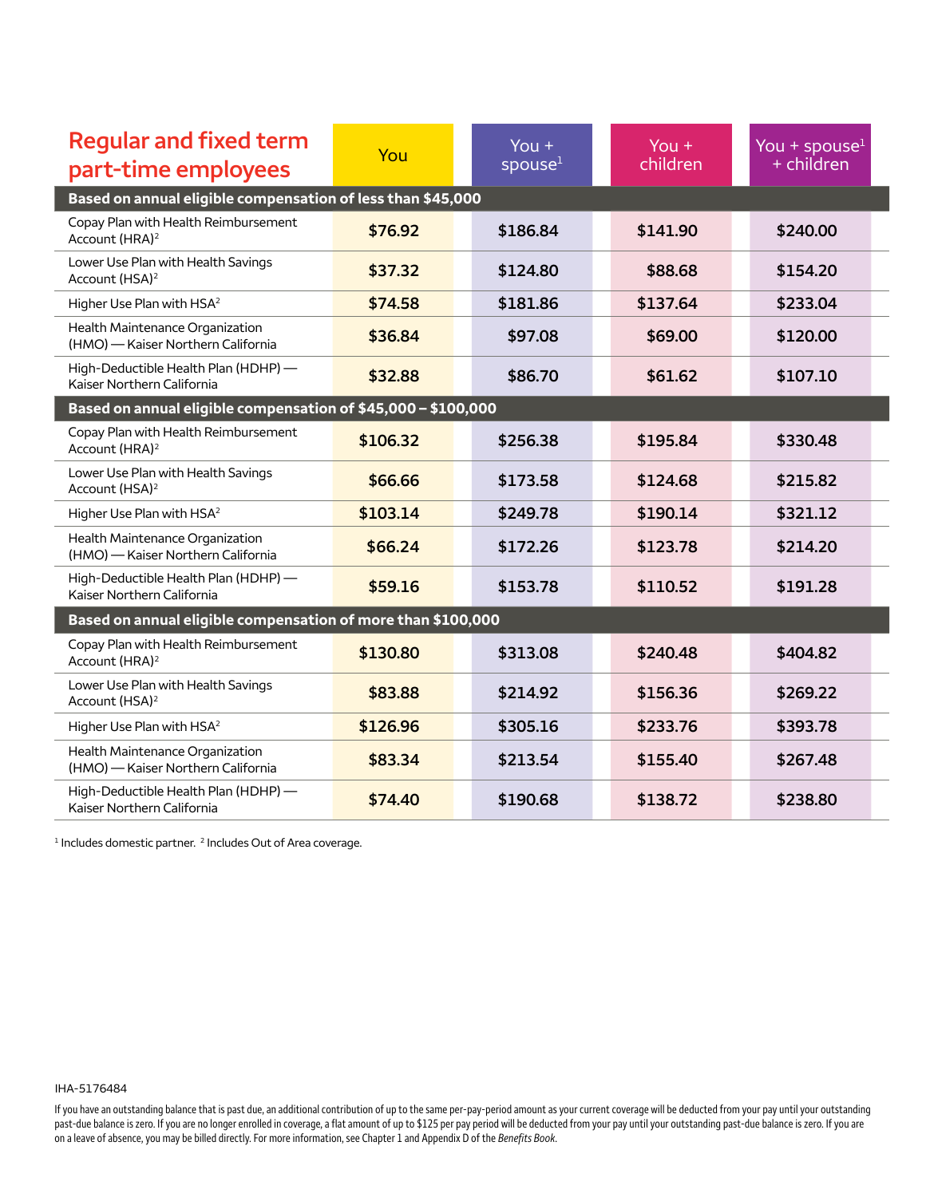# Regular and fixed term part-time employees

| | You | You + spouse[1] | You + children | You + spouse[1] + children |
|---|---|---|---|---|
| **Based on annual eligible compensation of less than $45,000** | | | | |
| Copay Plan with Health Reimbursement Account (HRA)[2] | $76.92 | $186.84 | $141.90 | $240.00 |
| Lower Use Plan with Health Savings Account (HSA)[2] | $37.32 | $124.80 | $88.68 | $154.20 |
| Higher Use Plan with HSA[2] | $74.58 | $181.86 | $137.64 | $233.04 |
| Health Maintenance Organization (HMO) — Kaiser Northern California | $36.84 | $97.08 | $69.00 | $120.00 |
| High-Deductible Health Plan (HDHP) — Kaiser Northern California | $32.88 | $86.70 | $61.62 | $107.10 |
| **Based on annual eligible compensation of $45,000 – $100,000** | | | | |
| Copay Plan with Health Reimbursement Account (HRA)[2] | $106.32 | $256.38 | $195.84 | $330.48 |
| Lower Use Plan with Health Savings Account (HSA)[2] | $66.66 | $173.58 | $124.68 | $215.82 |
| Higher Use Plan with HSA[2] | $103.14 | $249.78 | $190.14 | $321.12 |
| Health Maintenance Organization (HMO) — Kaiser Northern California | $66.24 | $172.26 | $123.78 | $214.20 |
| High-Deductible Health Plan (HDHP) — Kaiser Northern California | $59.16 | $153.78 | $110.52 | $191.28 |
| **Based on annual eligible compensation of more than $100,000** | | | | |
| Copay Plan with Health Reimbursement Account (HRA)[2] | $130.80 | $313.08 | $240.48 | $404.82 |
| Lower Use Plan with Health Savings Account (HSA)[2] | $83.88 | $214.92 | $156.36 | $269.22 |
| Higher Use Plan with HSA[2] | $126.96 | $305.16 | $233.76 | $393.78 |
| Health Maintenance Organization (HMO) — Kaiser Northern California | $83.34 | $213.54 | $155.40 | $267.48 |
| High-Deductible Health Plan (HDHP) — Kaiser Northern California | $74.40 | $190.68 | $138.72 | $238.80 |

[1] Includes domestic partner. [2] Includes Out of Area coverage.

IHA-5176484

If you have an outstanding balance that is past due, an additional contribution of up to the same per-pay-period amount as your current coverage will be deducted from your pay until your outstanding past-due balance is zero. If you are no longer enrolled in coverage, a flat amount of up to $125 per pay period will be deducted from your pay until your outstanding past-due balance is zero. If you are on a leave of absence, you may be billed directly. For more information, see Chapter 1 and Appendix D of the *Benefits Book*.